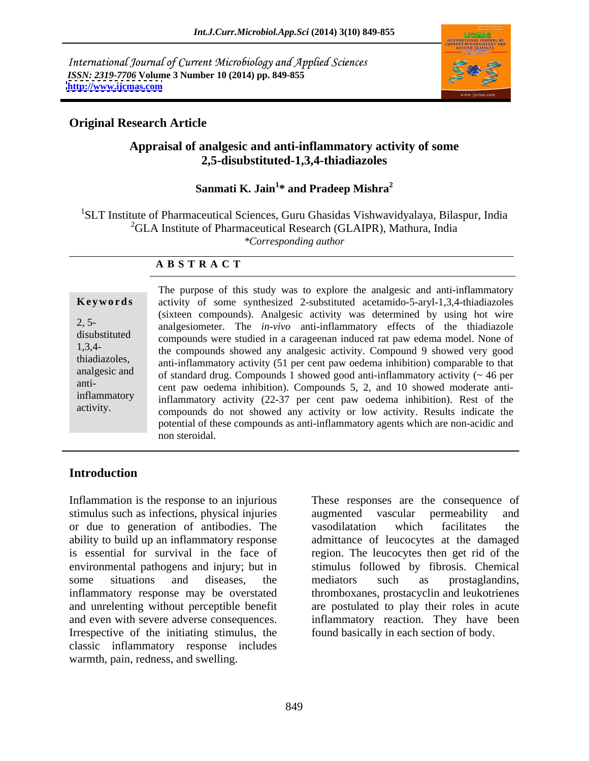International Journal of Current Microbiology and Applied Sciences
*ISSN: 2319-7706* **Volume 3 Number 10 (2014) pp. 849-855**
**http://www.ijcmas.com**

**Original Research Article**

# Appraisal of analgesic and anti-inflammatory activity of some 2,5-disubstituted-1,3,4-thiadiazoles

**Sanmati K. Jain[1]* and Pradeep Mishra[2]**

[1]SLT Institute of Pharmaceutical Sciences, Guru Ghasidas Vishwavidyalaya, Bilaspur, India
[2]GLA Institute of Pharmaceutical Research (GLAIPR), Mathura, India
*\*Corresponding author*

## A B S T R A C T

**Keywords**

2, 5-disubstituted 1,3,4-thiadiazoles, analgesic and anti-inflammatory activity.

The purpose of this study was to explore the analgesic and anti-inflammatory activity of some synthesized 2-substituted acetamido-5-aryl-1,3,4-thiadiazoles (sixteen compounds). Analgesic activity was determined by using hot wire analgesiometer. The *in-vivo* anti-inflammatory effects of the thiadiazole compounds were studied in a carageenan induced rat paw edema model. None of the compounds showed any analgesic activity. Compound 9 showed very good anti-inflammatory activity (51 per cent paw oedema inhibition) comparable to that of standard drug. Compounds 1 showed good anti-inflammatory activity (~ 46 per cent paw oedema inhibition). Compounds 5, 2, and 10 showed moderate anti-inflammatory activity (22-37 per cent paw oedema inhibition). Rest of the compounds do not showed any activity or low activity. Results indicate the potential of these compounds as anti-inflammatory agents which are non-acidic and non steroidal.

## Introduction

Inflammation is the response to an injurious stimulus such as infections, physical injuries or due to generation of antibodies. The ability to build up an inflammatory response is essential for survival in the face of environmental pathogens and injury; but in some situations and diseases, the inflammatory response may be overstated and unrelenting without perceptible benefit and even with severe adverse consequences. Irrespective of the initiating stimulus, the classic inflammatory response includes warmth, pain, redness, and swelling.

These responses are the consequence of augmented vascular permeability and vasodilatation which facilitates the admittance of leucocytes at the damaged region. The leucocytes then get rid of the stimulus followed by fibrosis. Chemical mediators such as prostaglandins, thromboxanes, prostacyclin and leukotrienes are postulated to play their roles in acute inflammatory reaction. They have been found basically in each section of body.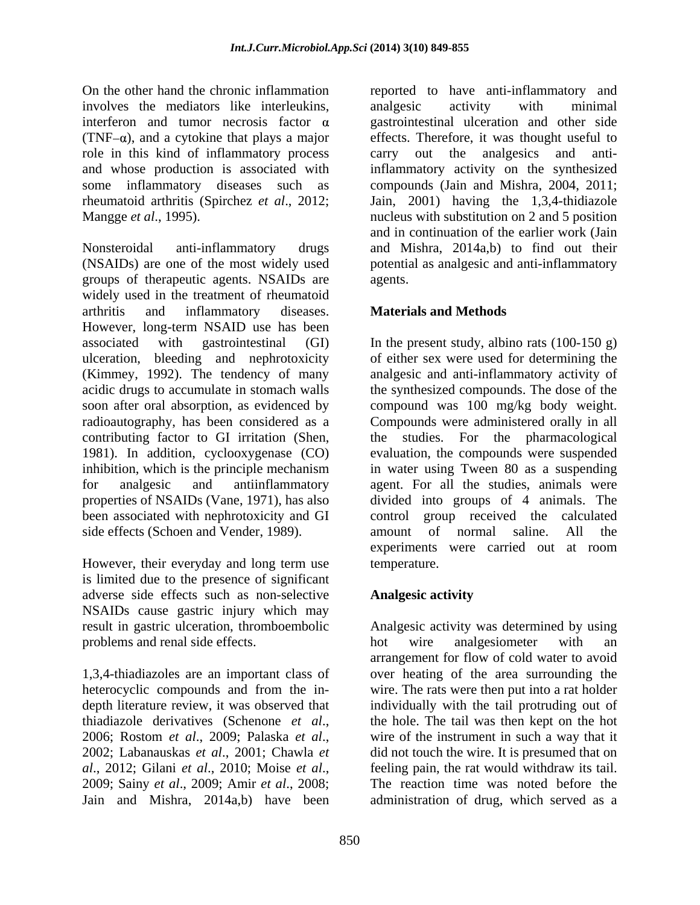On the other hand the chronic inflammation involves the mediators like interleukins, interferon and tumor necrosis factor α (TNF–α), and a cytokine that plays a major role in this kind of inflammatory process and whose production is associated with some inflammatory diseases such as rheumatoid arthritis (Spirchez *et al*., 2012; Mangge *et al*., 1995).

Nonsteroidal anti-inflammatory drugs (NSAIDs) are one of the most widely used groups of therapeutic agents. NSAIDs are widely used in the treatment of rheumatoid arthritis and inflammatory diseases. However, long-term NSAID use has been associated with gastrointestinal (GI) ulceration, bleeding and nephrotoxicity (Kimmey, 1992). The tendency of many acidic drugs to accumulate in stomach walls soon after oral absorption, as evidenced by radioautography, has been considered as a contributing factor to GI irritation (Shen, 1981). In addition, cyclooxygenase (CO) inhibition, which is the principle mechanism for analgesic and antiinflammatory properties of NSAIDs (Vane, 1971), has also been associated with nephrotoxicity and GI side effects (Schoen and Vender, 1989).

However, their everyday and long term use is limited due to the presence of significant adverse side effects such as non-selective NSAIDs cause gastric injury which may result in gastric ulceration, thromboembolic problems and renal side effects.

1,3,4-thiadiazoles are an important class of heterocyclic compounds and from the in-depth literature review, it was observed that thiadiazole derivatives (Schenone *et al*., 2006; Rostom *et al*., 2009; Palaska *et al*., 2002; Labanauskas *et al*., 2001; Chawla *et al*., 2012; Gilani *et al*., 2010; Moise *et al*., 2009; Sainy *et al*., 2009; Amir *et al*., 2008; Jain and Mishra, 2014a,b) have been reported to have anti-inflammatory and analgesic activity with minimal gastrointestinal ulceration and other side effects. Therefore, it was thought useful to carry out the analgesics and anti-inflammatory activity on the synthesized compounds (Jain and Mishra, 2004, 2011; Jain, 2001) having the 1,3,4-thidiazole nucleus with substitution on 2 and 5 position and in continuation of the earlier work (Jain and Mishra, 2014a,b) to find out their potential as analgesic and anti-inflammatory agents.

## Materials and Methods

In the present study, albino rats (100-150 g) of either sex were used for determining the analgesic and anti-inflammatory activity of the synthesized compounds. The dose of the compound was 100 mg/kg body weight. Compounds were administered orally in all the studies. For the pharmacological evaluation, the compounds were suspended in water using Tween 80 as a suspending agent. For all the studies, animals were divided into groups of 4 animals. The control group received the calculated amount of normal saline. All the experiments were carried out at room temperature.

### Analgesic activity

Analgesic activity was determined by using hot wire analgesiometer with an arrangement for flow of cold water to avoid over heating of the area surrounding the wire. The rats were then put into a rat holder individually with the tail protruding out of the hole. The tail was then kept on the hot wire of the instrument in such a way that it did not touch the wire. It is presumed that on feeling pain, the rat would withdraw its tail. The reaction time was noted before the administration of drug, which served as a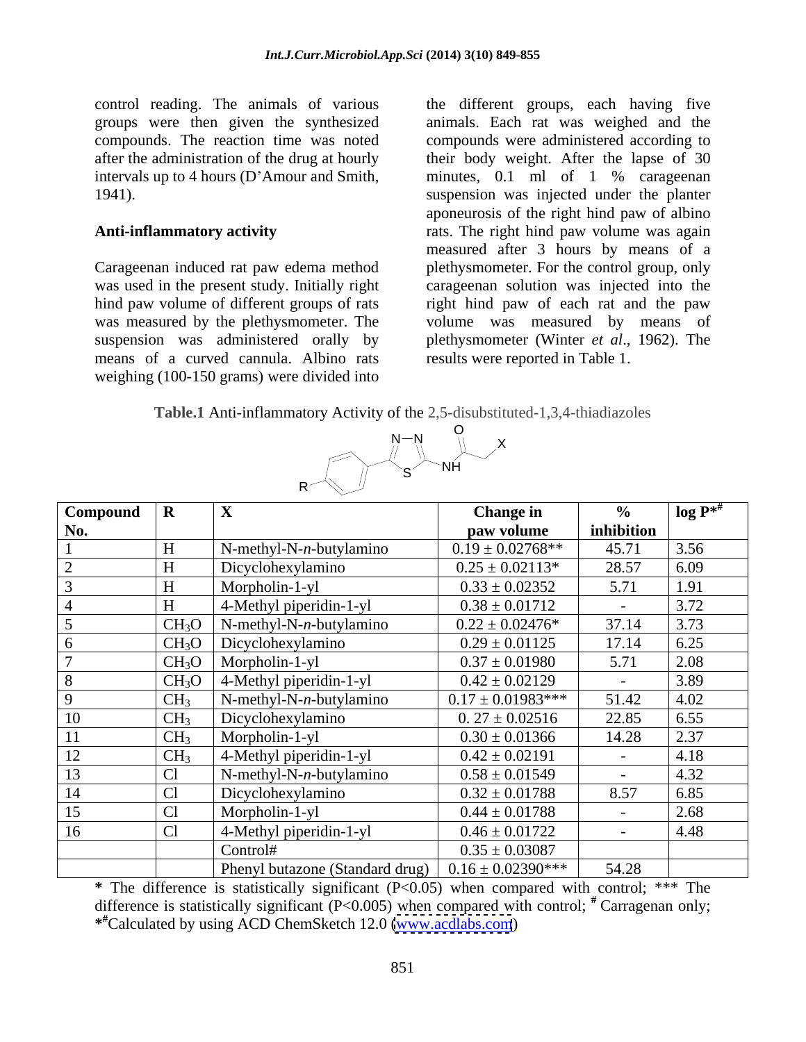control reading. The animals of various groups were then given the synthesized compounds. The reaction time was noted after the administration of the drug at hourly intervals up to 4 hours (D'Amour and Smith, 1941).

**Anti-inflammatory activity**

Carageenan induced rat paw edema method was used in the present study. Initially right hind paw volume of different groups of rats was measured by the plethysmometer. The suspension was administered orally by means of a curved cannula. Albino rats weighing (100-150 grams) were divided into the different groups, each having five animals. Each rat was weighed and the compounds were administered according to their body weight. After the lapse of 30 minutes, 0.1 ml of 1 % carageenan suspension was injected under the planter aponeurosis of the right hind paw of albino rats. The right hind paw volume was again measured after 3 hours by means of a plethysmometer. For the control group, only carageenan solution was injected into the right hind paw of each rat and the paw volume was measured by means of plethysmometer (Winter *et al*., 1962). The results were reported in Table 1.

**Table.1** Anti-inflammatory Activity of the 2,5-disubstituted-1,3,4-thiadiazoles

| Compound No. | R | X | Change in paw volume | % inhibition | log P*# |
|---|---|---|---|---|---|
| 1 | H | N-methyl-N-*n*-butylamino | 0.19 ± 0.02768** | 45.71 | 3.56 |
| 2 | H | Dicyclohexylamino | 0.25 ± 0.02113* | 28.57 | 6.09 |
| 3 | H | Morpholin-1-yl | 0.33 ± 0.02352 | 5.71 | 1.91 |
| 4 | H | 4-Methyl piperidin-1-yl | 0.38 ± 0.01712 | - | 3.72 |
| 5 | $CH_3O$ | N-methyl-N-*n*-butylamino | 0.22 ± 0.02476* | 37.14 | 3.73 |
| 6 | $CH_3O$ | Dicyclohexylamino | 0.29 ± 0.01125 | 17.14 | 6.25 |
| 7 | $CH_3O$ | Morpholin-1-yl | 0.37 ± 0.01980 | 5.71 | 2.08 |
| 8 | $CH_3O$ | 4-Methyl piperidin-1-yl | 0.42 ± 0.02129 | - | 3.89 |
| 9 | $CH_3$ | N-methyl-N-*n*-butylamino | 0.17 ± 0.01983*** | 51.42 | 4.02 |
| 10 | $CH_3$ | Dicyclohexylamino | 0. 27 ± 0.02516 | 22.85 | 6.55 |
| 11 | $CH_3$ | Morpholin-1-yl | 0.30 ± 0.01366 | 14.28 | 2.37 |
| 12 | $CH_3$ | 4-Methyl piperidin-1-yl | 0.42 ± 0.02191 | - | 4.18 |
| 13 | Cl | N-methyl-N-*n*-butylamino | 0.58 ± 0.01549 | - | 4.32 |
| 14 | Cl | Dicyclohexylamino | 0.32 ± 0.01788 | 8.57 | 6.85 |
| 15 | Cl | Morpholin-1-yl | 0.44 ± 0.01788 | - | 2.68 |
| 16 | Cl | 4-Methyl piperidin-1-yl | 0.46 ± 0.01722 | - | 4.48 |
| | | Control# | 0.35 ± 0.03087 | | |
| | | Phenyl butazone (Standard drug) | 0.16 ± 0.02390*** | 54.28 | |

**\*** The difference is statistically significant (P<0.05) when compared with control; *** The difference is statistically significant (P<0.005) when compared with control; # Carragenan only; **\*#**Calculated by using ACD ChemSketch 12.0 (www.acdlabs.com)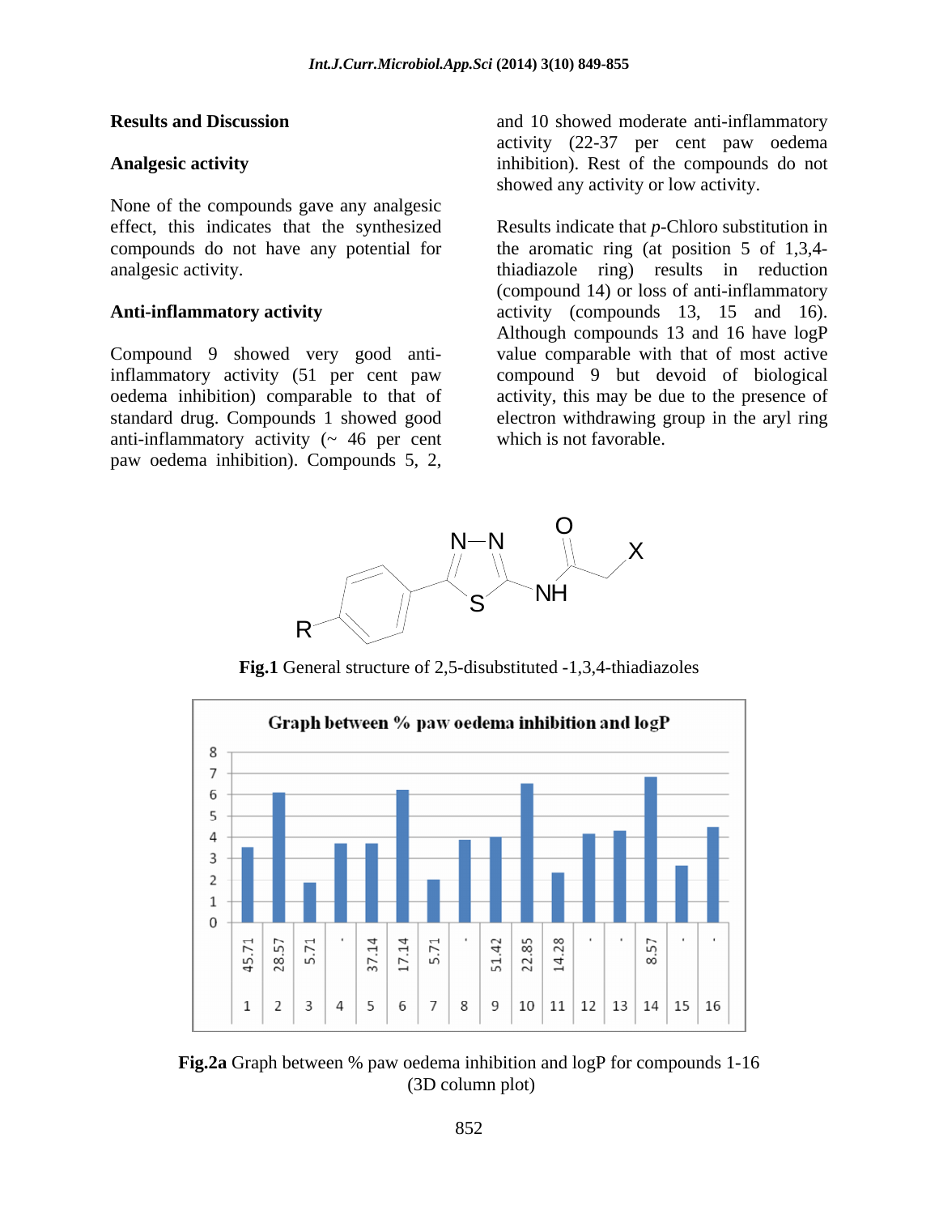## Results and Discussion

### Analgesic activity

None of the compounds gave any analgesic effect, this indicates that the synthesized compounds do not have any potential for analgesic activity.

### Anti-inflammatory activity

Compound 9 showed very good anti-inflammatory activity (51 per cent paw oedema inhibition) comparable to that of standard drug. Compounds 1 showed good anti-inflammatory activity (~ 46 per cent paw oedema inhibition). Compounds 5, 2, and 10 showed moderate anti-inflammatory activity (22-37 per cent paw oedema inhibition). Rest of the compounds do not showed any activity or low activity.

Results indicate that *p*-Chloro substitution in the aromatic ring (at position 5 of 1,3,4-thiadiazole ring) results in reduction (compound 14) or loss of anti-inflammatory activity (compounds 13, 15 and 16). Although compounds 13 and 16 have logP value comparable with that of most active compound 9 but devoid of biological activity, this may be due to the presence of electron withdrawing group in the aryl ring which is not favorable.

**Fig.1** General structure of 2,5-disubstituted -1,3,4-thiadiazoles

**Fig.2a** Graph between % paw oedema inhibition and logP for compounds 1-16 (3D column plot)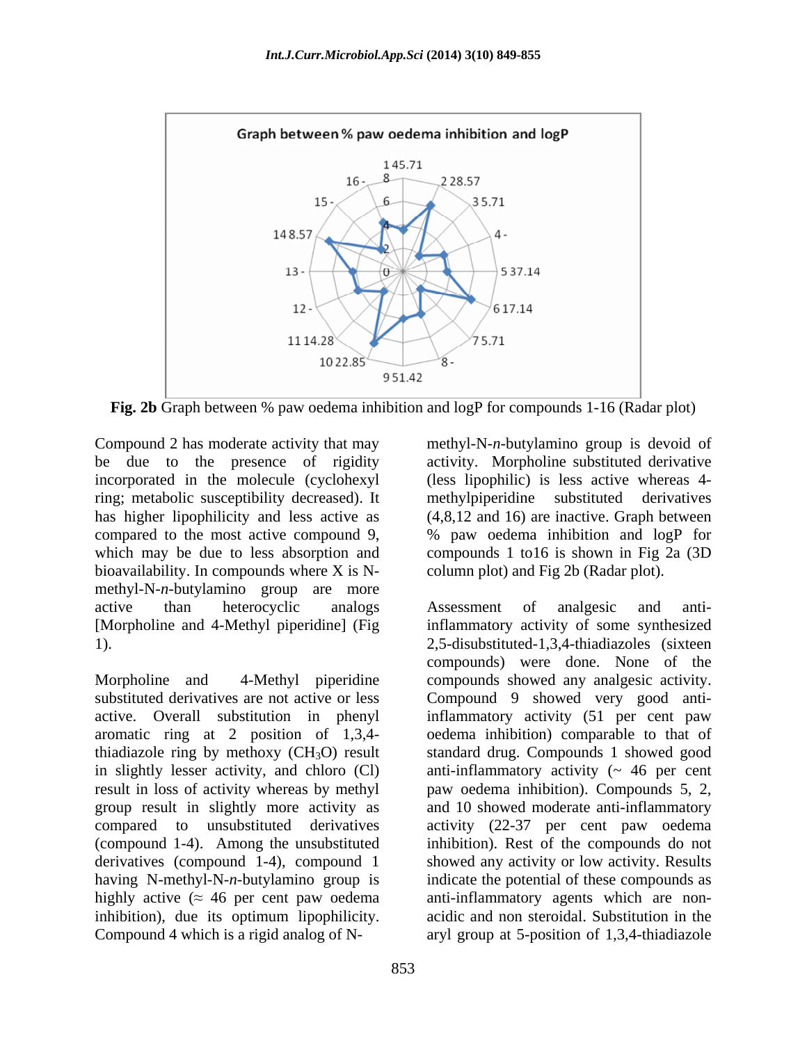Graph between % paw oedema inhibition and logP

**Fig. 2b** Graph between % paw oedema inhibition and logP for compounds 1-16 (Radar plot)

Compound 2 has moderate activity that may be due to the presence of rigidity incorporated in the molecule (cyclohexyl ring; metabolic susceptibility decreased). It has higher lipophilicity and less active as compared to the most active compound 9, which may be due to less absorption and bioavailability. In compounds where X is N-methyl-N-*n*-butylamino group are more active than heterocyclic analogs [Morpholine and 4-Methyl piperidine] (Fig 1).

Morpholine and 4-Methyl piperidine substituted derivatives are not active or less active. Overall substitution in phenyl aromatic ring at 2 position of 1,3,4-thiadiazole ring by methoxy ($CH_3O$) result in slightly lesser activity, and chloro (Cl) result in loss of activity whereas by methyl group result in slightly more activity as compared to unsubstituted derivatives (compound 1-4). Among the unsubstituted derivatives (compound 1-4), compound 1 having N-methyl-N-*n*-butylamino group is highly active (≈ 46 per cent paw oedema inhibition), due its optimum lipophilicity. Compound 4 which is a rigid analog of N-methyl-N-*n*-butylamino group is devoid of activity. Morpholine substituted derivative (less lipophilic) is less active whereas 4-methylpiperidine substituted derivatives (4,8,12 and 16) are inactive. Graph between % paw oedema inhibition and logP for compounds 1 to16 is shown in Fig 2a (3D column plot) and Fig 2b (Radar plot).

Assessment of analgesic and anti-inflammatory activity of some synthesized 2,5-disubstituted-1,3,4-thiadiazoles (sixteen compounds) were done. None of the compounds showed any analgesic activity. Compound 9 showed very good anti-inflammatory activity (51 per cent paw oedema inhibition) comparable to that of standard drug. Compounds 1 showed good anti-inflammatory activity (~ 46 per cent paw oedema inhibition). Compounds 5, 2, and 10 showed moderate anti-inflammatory activity (22-37 per cent paw oedema inhibition). Rest of the compounds do not showed any activity or low activity. Results indicate the potential of these compounds as anti-inflammatory agents which are non-acidic and non steroidal. Substitution in the aryl group at 5-position of 1,3,4-thiadiazole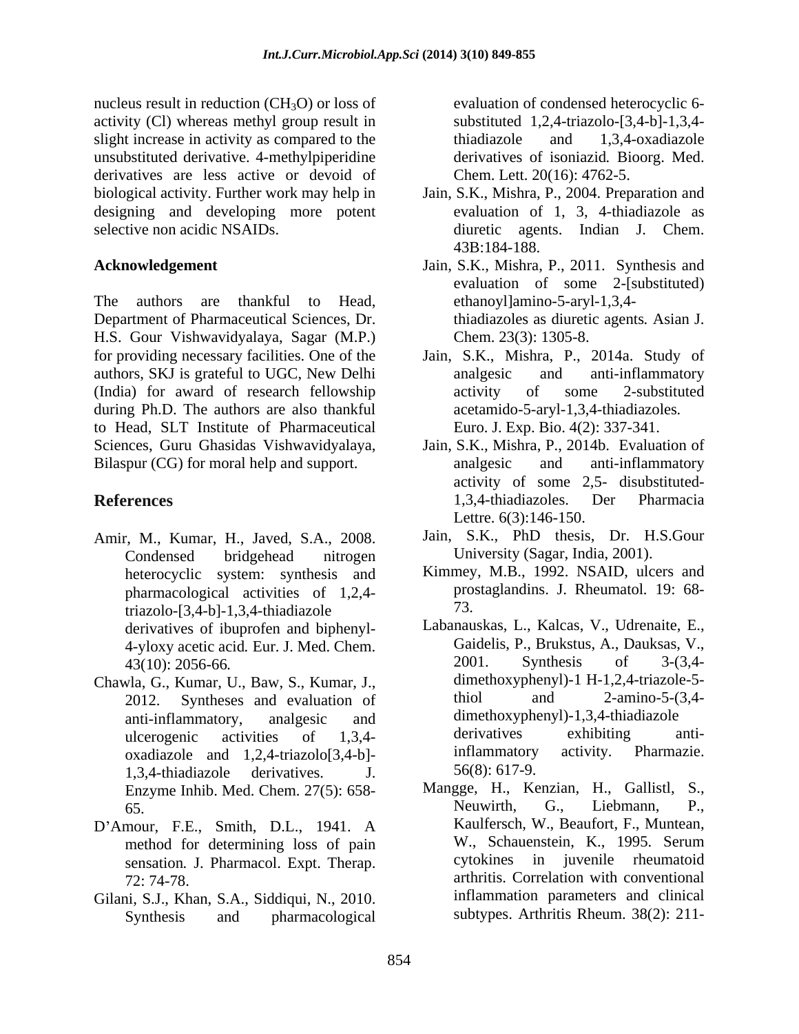nucleus result in reduction ($CH_3O$) or loss of activity (Cl) whereas methyl group result in slight increase in activity as compared to the unsubstituted derivative. 4-methylpiperidine derivatives are less active or devoid of biological activity. Further work may help in designing and developing more potent selective non acidic NSAIDs.

## Acknowledgement

The authors are thankful to Head, Department of Pharmaceutical Sciences, Dr. H.S. Gour Vishwavidyalaya, Sagar (M.P.) for providing necessary facilities. One of the authors, SKJ is grateful to UGC, New Delhi (India) for award of research fellowship during Ph.D. The authors are also thankful to Head, SLT Institute of Pharmaceutical Sciences, Guru Ghasidas Vishwavidyalaya, Bilaspur (CG) for moral help and support.

## References

Amir, M., Kumar, H., Javed, S.A., 2008. Condensed bridgehead nitrogen heterocyclic system: synthesis and pharmacological activities of 1,2,4-triazolo-[3,4-b]-1,3,4-thiadiazole derivatives of ibuprofen and biphenyl-4-yloxy acetic acid. Eur. J. Med. Chem. 43(10): 2056-66.

Chawla, G., Kumar, U., Baw, S., Kumar, J., 2012. Syntheses and evaluation of anti-inflammatory, analgesic and ulcerogenic activities of 1,3,4-oxadiazole and 1,2,4-triazolo[3,4-b]-1,3,4-thiadiazole derivatives. J. Enzyme Inhib. Med. Chem. 27(5): 658-65.

D'Amour, F.E., Smith, D.L., 1941. A method for determining loss of pain sensation. J. Pharmacol. Expt. Therap. 72: 74-78.

Gilani, S.J., Khan, S.A., Siddiqui, N., 2010. Synthesis and pharmacological evaluation of condensed heterocyclic 6-substituted 1,2,4-triazolo-[3,4-b]-1,3,4-thiadiazole and 1,3,4-oxadiazole derivatives of isoniazid. Bioorg. Med. Chem. Lett. 20(16): 4762-5.

Jain, S.K., Mishra, P., 2004. Preparation and evaluation of 1, 3, 4-thiadiazole as diuretic agents. Indian J. Chem. 43B:184-188.

Jain, S.K., Mishra, P., 2011. Synthesis and evaluation of some 2-[substituted) ethanoyl]amino-5-aryl-1,3,4-thiadiazoles as diuretic agents. Asian J. Chem. 23(3): 1305-8.

Jain, S.K., Mishra, P., 2014a. Study of analgesic and anti-inflammatory activity of some 2-substituted acetamido-5-aryl-1,3,4-thiadiazoles. Euro. J. Exp. Bio. 4(2): 337-341.

Jain, S.K., Mishra, P., 2014b. Evaluation of analgesic and anti-inflammatory activity of some 2,5- disubstituted-1,3,4-thiadiazoles. Der Pharmacia Lettre. 6(3):146-150.

Jain, S.K., PhD thesis, Dr. H.S.Gour University (Sagar, India, 2001).

Kimmey, M.B., 1992. NSAID, ulcers and prostaglandins. J. Rheumatol. 19: 68-73.

Labanauskas, L., Kalcas, V., Udrenaite, E., Gaidelis, P., Brukstus, A., Dauksas, V., 2001. Synthesis of 3-(3,4-dimethoxyphenyl)-1 H-1,2,4-triazole-5-thiol and 2-amino-5-(3,4-dimethoxyphenyl)-1,3,4-thiadiazole derivatives exhibiting anti-inflammatory activity. Pharmazie. 56(8): 617-9.

Mangge, H., Kenzian, H., Gallistl, S., Neuwirth, G., Liebmann, P., Kaulfersch, W., Beaufort, F., Muntean, W., Schauenstein, K., 1995. Serum cytokines in juvenile rheumatoid arthritis. Correlation with conventional inflammation parameters and clinical subtypes. Arthritis Rheum. 38(2): 211-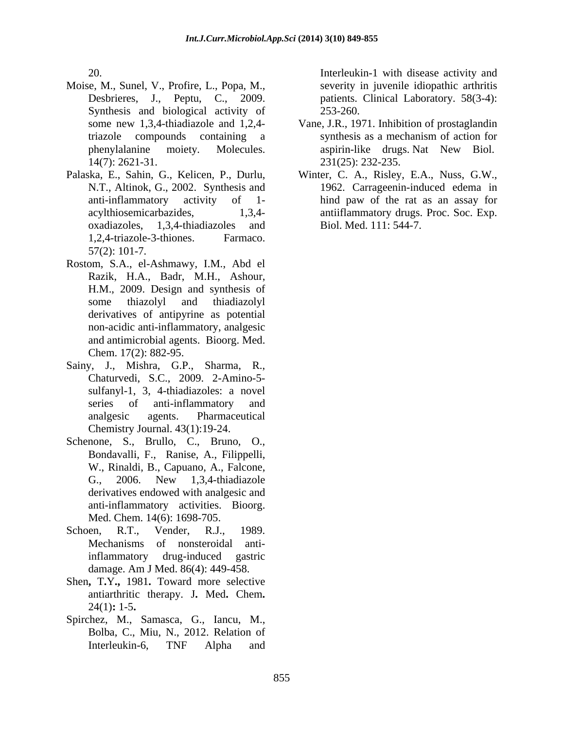20.

Moise, M., Sunel, V., Profire, L., Popa, M., Desbrieres, J., Peptu, C., 2009. Synthesis and biological activity of some new 1,3,4-thiadiazole and 1,2,4-triazole compounds containing a phenylalanine moiety. Molecules. 14(7): 2621-31.

Palaska, E., Sahin, G., Kelicen, P., Durlu, N.T., Altinok, G., 2002. Synthesis and anti-inflammatory activity of 1-acylthiosemicarbazides, 1,3,4-oxadiazoles, 1,3,4-thiadiazoles and 1,2,4-triazole-3-thiones. Farmaco. 57(2): 101-7.

Rostom, S.A., el-Ashmawy, I.M., Abd el Razik, H.A., Badr, M.H., Ashour, H.M., 2009. Design and synthesis of some thiazolyl and thiadiazolyl derivatives of antipyrine as potential non-acidic anti-inflammatory, analgesic and antimicrobial agents. Bioorg. Med. Chem. 17(2): 882-95.

Sainy, J., Mishra, G.P., Sharma, R., Chaturvedi, S.C., 2009. 2-Amino-5-sulfanyl-1, 3, 4-thiadiazoles: a novel series of anti-inflammatory and analgesic agents. Pharmaceutical Chemistry Journal. 43(1):19-24.

Schenone, S., Brullo, C., Bruno, O., Bondavalli, F., Ranise, A., Filippelli, W., Rinaldi, B., Capuano, A., Falcone, G., 2006. New 1,3,4-thiadiazole derivatives endowed with analgesic and anti-inflammatory activities. Bioorg. Med. Chem. 14(6): 1698-705.

Schoen, R.T., Vender, R.J., 1989. Mechanisms of nonsteroidal anti-inflammatory drug-induced gastric damage. Am J Med. 86(4): 449-458.

Shen**,** T**.**Y**.,** 1981**.** Toward more selective antiarthritic therapy. J**.** Med**.** Chem**.** 24(1)**:** 1-5**.**

Spirchez, M., Samasca, G., Iancu, M., Bolba, C., Miu, N., 2012. Relation of Interleukin-6, TNF Alpha and Interleukin-1 with disease activity and severity in juvenile idiopathic arthritis patients. Clinical Laboratory. 58(3-4): 253-260.

Vane, J.R., 1971. Inhibition of prostaglandin synthesis as a mechanism of action for aspirin-like drugs. Nat New Biol. 231(25): 232-235.

Winter, C. A., Risley, E.A., Nuss, G.W., 1962. Carrageenin-induced edema in hind paw of the rat as an assay for antiiflammatory drugs. Proc. Soc. Exp. Biol. Med. 111: 544-7.